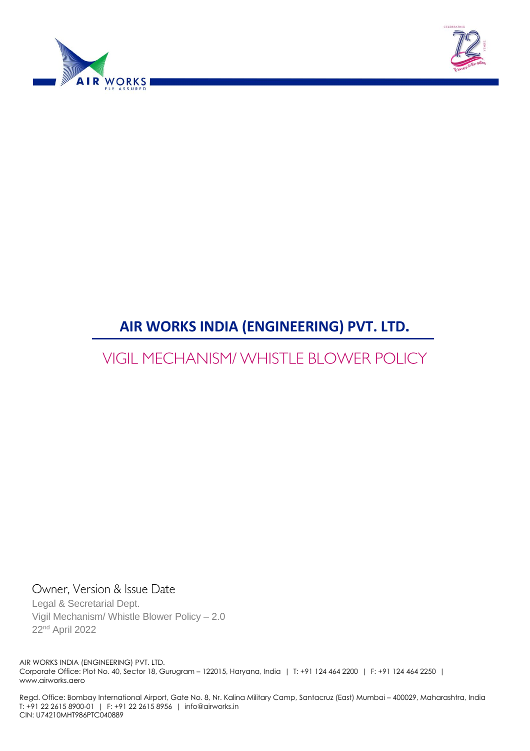# AIR WORKS INDIA (ENGINEERING) PVT. LTD.

## VIGIL MECHANISM/ WHISTLE BLOWER POLICY

Owner, Version & Issue Date

Legal & Secretarial Dept.

Vigil Mechanism/ Whistle Blower Policy – 2.0

22nd April 2022

AIR WORKS INDIA (ENGINEERING) PVT. LTD.

Corporate Office: Plot No. 40, Sector 18, Gurugram – 122015, Haryana, India | T: +91 124 464 2200 | F: +91 124 464 2250 | www.airworks.aero

Regd. Office: Bombay International Airport, Gate No. 8, Nr. Kalina Military Camp, Santacruz (East) Mumbai – 400029, Maharashtra, India

T: +91 22 2615 8900-01 | F: +91 22 2615 8956 | info@airworks.in

CIN: U74210MHT986PTC040889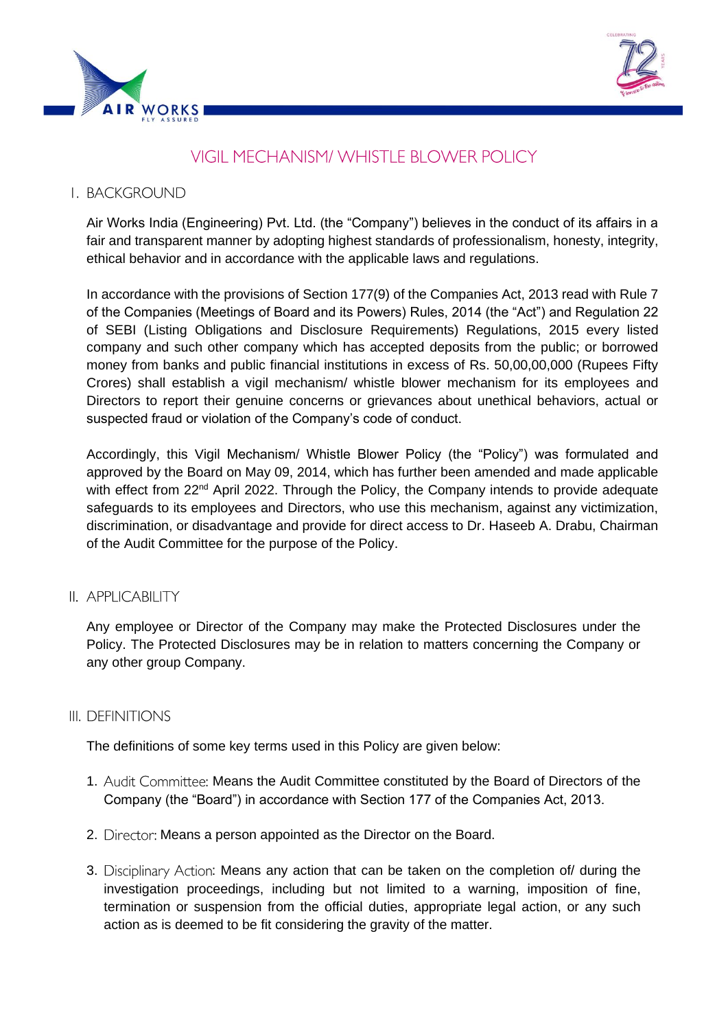# VIGIL MECHANISM/ WHISTLE BLOWER POLICY

## I. BACKGROUND

Air Works India (Engineering) Pvt. Ltd. (the "Company") believes in the conduct of its affairs in a fair and transparent manner by adopting highest standards of professionalism, honesty, integrity, ethical behavior and in accordance with the applicable laws and regulations.

In accordance with the provisions of Section 177(9) of the Companies Act, 2013 read with Rule 7 of the Companies (Meetings of Board and its Powers) Rules, 2014 (the "Act") and Regulation 22 of SEBI (Listing Obligations and Disclosure Requirements) Regulations, 2015 every listed company and such other company which has accepted deposits from the public; or borrowed money from banks and public financial institutions in excess of Rs. 50,00,00,000 (Rupees Fifty Crores) shall establish a vigil mechanism/ whistle blower mechanism for its employees and Directors to report their genuine concerns or grievances about unethical behaviors, actual or suspected fraud or violation of the Company's code of conduct.

Accordingly, this Vigil Mechanism/ Whistle Blower Policy (the "Policy") was formulated and approved by the Board on May 09, 2014, which has further been amended and made applicable with effect from 22nd April 2022. Through the Policy, the Company intends to provide adequate safeguards to its employees and Directors, who use this mechanism, against any victimization, discrimination, or disadvantage and provide for direct access to Dr. Haseeb A. Drabu, Chairman of the Audit Committee for the purpose of the Policy.

## II. APPLICABILITY

Any employee or Director of the Company may make the Protected Disclosures under the Policy. The Protected Disclosures may be in relation to matters concerning the Company or any other group Company.

## III. DEFINITIONS

The definitions of some key terms used in this Policy are given below:

1. Audit Committee: Means the Audit Committee constituted by the Board of Directors of the Company (the "Board") in accordance with Section 177 of the Companies Act, 2013.
2. Director: Means a person appointed as the Director on the Board.
3. Disciplinary Action: Means any action that can be taken on the completion of/ during the investigation proceedings, including but not limited to a warning, imposition of fine, termination or suspension from the official duties, appropriate legal action, or any such action as is deemed to be fit considering the gravity of the matter.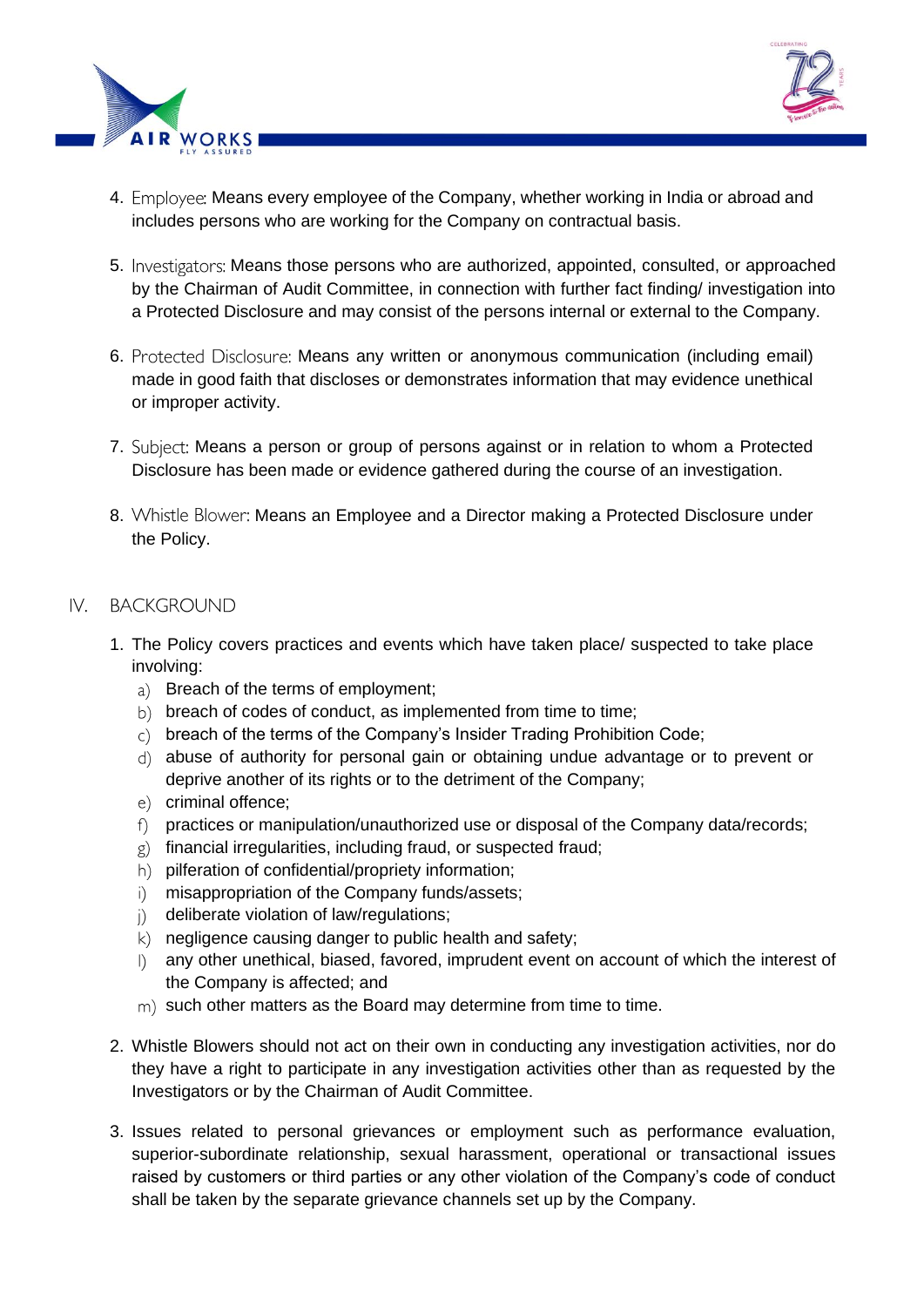4. Employee: Means every employee of the Company, whether working in India or abroad and includes persons who are working for the Company on contractual basis.

5. Investigators: Means those persons who are authorized, appointed, consulted, or approached by the Chairman of Audit Committee, in connection with further fact finding/ investigation into a Protected Disclosure and may consist of the persons internal or external to the Company.

6. Protected Disclosure: Means any written or anonymous communication (including email) made in good faith that discloses or demonstrates information that may evidence unethical or improper activity.

7. Subject: Means a person or group of persons against or in relation to whom a Protected Disclosure has been made or evidence gathered during the course of an investigation.

8. Whistle Blower: Means an Employee and a Director making a Protected Disclosure under the Policy.

## IV. BACKGROUND

1. The Policy covers practices and events which have taken place/ suspected to take place involving:
   a) Breach of the terms of employment;
   b) breach of codes of conduct, as implemented from time to time;
   c) breach of the terms of the Company's Insider Trading Prohibition Code;
   d) abuse of authority for personal gain or obtaining undue advantage or to prevent or deprive another of its rights or to the detriment of the Company;
   e) criminal offence;
   f) practices or manipulation/unauthorized use or disposal of the Company data/records;
   g) financial irregularities, including fraud, or suspected fraud;
   h) pilferation of confidential/propriety information;
   i) misappropriation of the Company funds/assets;
   j) deliberate violation of law/regulations;
   k) negligence causing danger to public health and safety;
   l) any other unethical, biased, favored, imprudent event on account of which the interest of the Company is affected; and
   m) such other matters as the Board may determine from time to time.

2. Whistle Blowers should not act on their own in conducting any investigation activities, nor do they have a right to participate in any investigation activities other than as requested by the Investigators or by the Chairman of Audit Committee.

3. Issues related to personal grievances or employment such as performance evaluation, superior-subordinate relationship, sexual harassment, operational or transactional issues raised by customers or third parties or any other violation of the Company's code of conduct shall be taken by the separate grievance channels set up by the Company.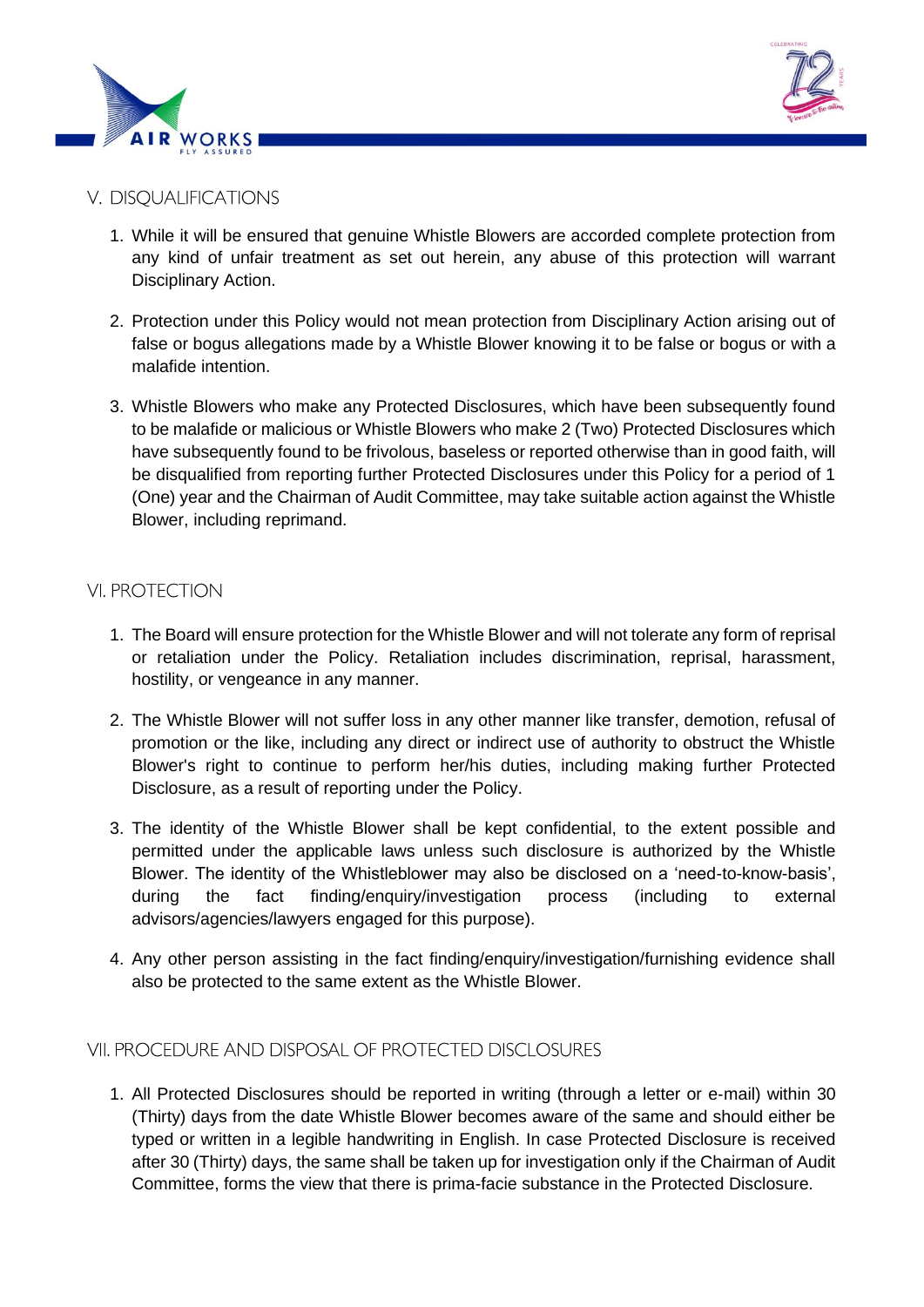## V. DISQUALIFICATIONS

1. While it will be ensured that genuine Whistle Blowers are accorded complete protection from any kind of unfair treatment as set out herein, any abuse of this protection will warrant Disciplinary Action.

2. Protection under this Policy would not mean protection from Disciplinary Action arising out of false or bogus allegations made by a Whistle Blower knowing it to be false or bogus or with a malafide intention.

3. Whistle Blowers who make any Protected Disclosures, which have been subsequently found to be malafide or malicious or Whistle Blowers who make 2 (Two) Protected Disclosures which have subsequently found to be frivolous, baseless or reported otherwise than in good faith, will be disqualified from reporting further Protected Disclosures under this Policy for a period of 1 (One) year and the Chairman of Audit Committee, may take suitable action against the Whistle Blower, including reprimand.

## VI. PROTECTION

1. The Board will ensure protection for the Whistle Blower and will not tolerate any form of reprisal or retaliation under the Policy. Retaliation includes discrimination, reprisal, harassment, hostility, or vengeance in any manner.

2. The Whistle Blower will not suffer loss in any other manner like transfer, demotion, refusal of promotion or the like, including any direct or indirect use of authority to obstruct the Whistle Blower's right to continue to perform her/his duties, including making further Protected Disclosure, as a result of reporting under the Policy.

3. The identity of the Whistle Blower shall be kept confidential, to the extent possible and permitted under the applicable laws unless such disclosure is authorized by the Whistle Blower. The identity of the Whistleblower may also be disclosed on a 'need-to-know-basis', during the fact finding/enquiry/investigation process (including to external advisors/agencies/lawyers engaged for this purpose).

4. Any other person assisting in the fact finding/enquiry/investigation/furnishing evidence shall also be protected to the same extent as the Whistle Blower.

## VII. PROCEDURE AND DISPOSAL OF PROTECTED DISCLOSURES

1. All Protected Disclosures should be reported in writing (through a letter or e-mail) within 30 (Thirty) days from the date Whistle Blower becomes aware of the same and should either be typed or written in a legible handwriting in English. In case Protected Disclosure is received after 30 (Thirty) days, the same shall be taken up for investigation only if the Chairman of Audit Committee, forms the view that there is prima-facie substance in the Protected Disclosure.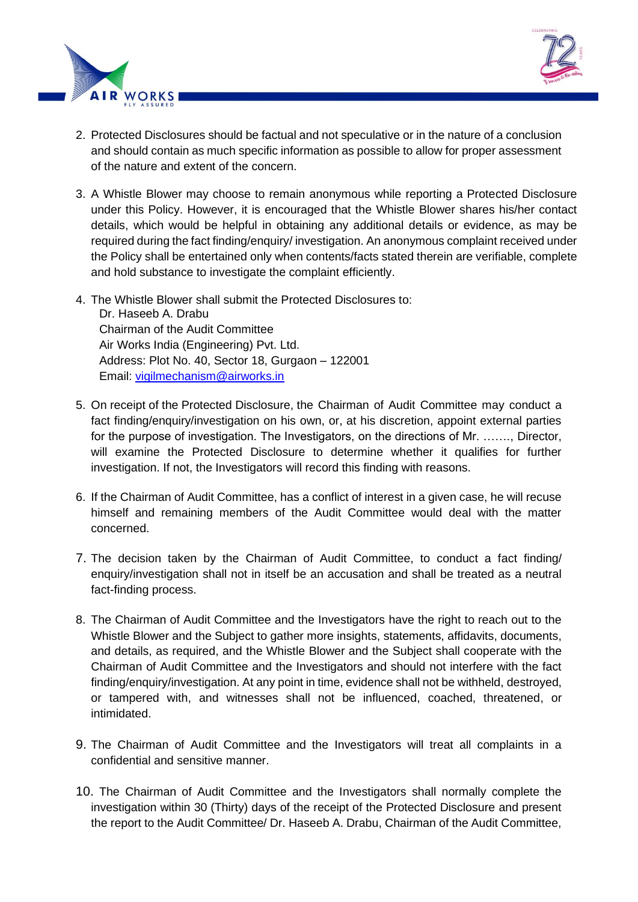2. Protected Disclosures should be factual and not speculative or in the nature of a conclusion and should contain as much specific information as possible to allow for proper assessment of the nature and extent of the concern.

3. A Whistle Blower may choose to remain anonymous while reporting a Protected Disclosure under this Policy. However, it is encouraged that the Whistle Blower shares his/her contact details, which would be helpful in obtaining any additional details or evidence, as may be required during the fact finding/enquiry/ investigation. An anonymous complaint received under the Policy shall be entertained only when contents/facts stated therein are verifiable, complete and hold substance to investigate the complaint efficiently.

4. The Whistle Blower shall submit the Protected Disclosures to:
   Dr. Haseeb A. Drabu
   Chairman of the Audit Committee
   Air Works India (Engineering) Pvt. Ltd.
   Address: Plot No. 40, Sector 18, Gurgaon – 122001
   Email: vigilmechanism@airworks.in

5. On receipt of the Protected Disclosure, the Chairman of Audit Committee may conduct a fact finding/enquiry/investigation on his own, or, at his discretion, appoint external parties for the purpose of investigation. The Investigators, on the directions of Mr. ……., Director, will examine the Protected Disclosure to determine whether it qualifies for further investigation. If not, the Investigators will record this finding with reasons.

6. If the Chairman of Audit Committee, has a conflict of interest in a given case, he will recuse himself and remaining members of the Audit Committee would deal with the matter concerned.

7. The decision taken by the Chairman of Audit Committee, to conduct a fact finding/ enquiry/investigation shall not in itself be an accusation and shall be treated as a neutral fact-finding process.

8. The Chairman of Audit Committee and the Investigators have the right to reach out to the Whistle Blower and the Subject to gather more insights, statements, affidavits, documents, and details, as required, and the Whistle Blower and the Subject shall cooperate with the Chairman of Audit Committee and the Investigators and should not interfere with the fact finding/enquiry/investigation. At any point in time, evidence shall not be withheld, destroyed, or tampered with, and witnesses shall not be influenced, coached, threatened, or intimidated.

9. The Chairman of Audit Committee and the Investigators will treat all complaints in a confidential and sensitive manner.

10. The Chairman of Audit Committee and the Investigators shall normally complete the investigation within 30 (Thirty) days of the receipt of the Protected Disclosure and present the report to the Audit Committee/ Dr. Haseeb A. Drabu, Chairman of the Audit Committee,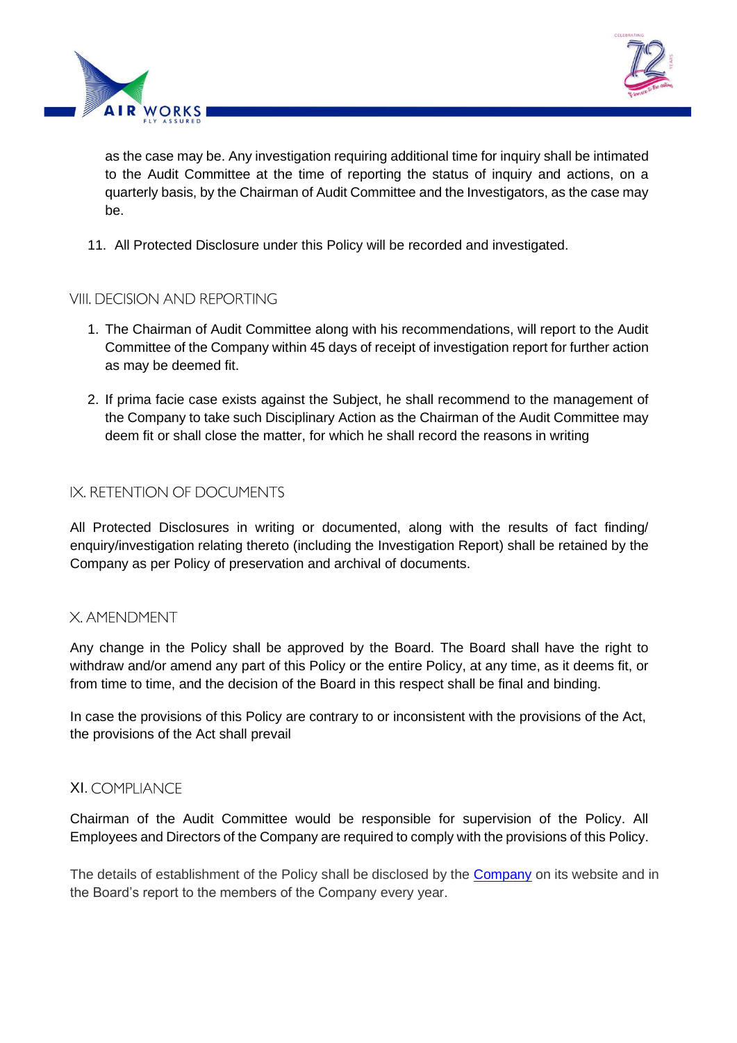as the case may be. Any investigation requiring additional time for inquiry shall be intimated to the Audit Committee at the time of reporting the status of inquiry and actions, on a quarterly basis, by the Chairman of Audit Committee and the Investigators, as the case may be.

11. All Protected Disclosure under this Policy will be recorded and investigated.

## VIII. DECISION AND REPORTING

1. The Chairman of Audit Committee along with his recommendations, will report to the Audit Committee of the Company within 45 days of receipt of investigation report for further action as may be deemed fit.

2. If prima facie case exists against the Subject, he shall recommend to the management of the Company to take such Disciplinary Action as the Chairman of the Audit Committee may deem fit or shall close the matter, for which he shall record the reasons in writing

## IX. RETENTION OF DOCUMENTS

All Protected Disclosures in writing or documented, along with the results of fact finding/ enquiry/investigation relating thereto (including the Investigation Report) shall be retained by the Company as per Policy of preservation and archival of documents.

## X. AMENDMENT

Any change in the Policy shall be approved by the Board. The Board shall have the right to withdraw and/or amend any part of this Policy or the entire Policy, at any time, as it deems fit, or from time to time, and the decision of the Board in this respect shall be final and binding.

In case the provisions of this Policy are contrary to or inconsistent with the provisions of the Act, the provisions of the Act shall prevail

## XI. COMPLIANCE

Chairman of the Audit Committee would be responsible for supervision of the Policy. All Employees and Directors of the Company are required to comply with the provisions of this Policy.

The details of establishment of the Policy shall be disclosed by the [Company] on its website and in the Board's report to the members of the Company every year.